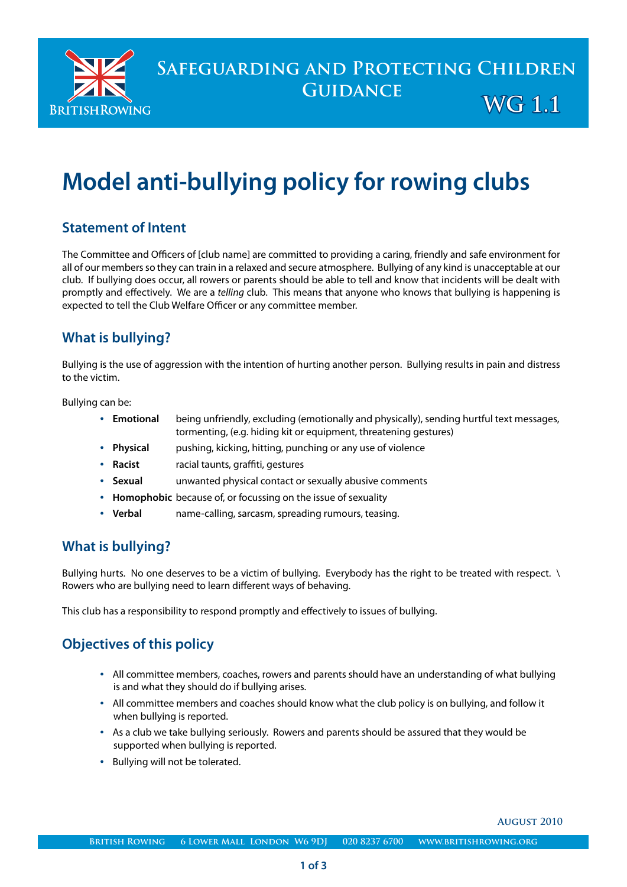Safeguarding and Protecting Children Guidance

WG 1.1

# Model anti-bullying policy for rowing clubs

## Statement of Intent

The Committee and Officers of [club name] are committed to providing a caring, friendly and safe environment for all of our members so they can train in a relaxed and secure atmosphere. Bullying of any kind is unacceptable at our club. If bullying does occur, all rowers or parents should be able to tell and know that incidents will be dealt with promptly and effectively. We are a *telling* club. This means that anyone who knows that bullying is happening is expected to tell the Club Welfare Officer or any committee member.

## What is bullying?

Bullying is the use of aggression with the intention of hurting another person. Bullying results in pain and distress to the victim.

Bullying can be:

- **Emotional** being unfriendly, excluding (emotionally and physically), sending hurtful text messages, tormenting, (e.g. hiding kit or equipment, threatening gestures)
- **Physical** pushing, kicking, hitting, punching or any use of violence
- **Racist** racial taunts, graffiti, gestures
- **Sexual** unwanted physical contact or sexually abusive comments
- **Homophobic** because of, or focussing on the issue of sexuality
- **Verbal** name-calling, sarcasm, spreading rumours, teasing.

## What is bullying?

Bullying hurts. No one deserves to be a victim of bullying. Everybody has the right to be treated with respect. \ Rowers who are bullying need to learn different ways of behaving.

This club has a responsibility to respond promptly and effectively to issues of bullying.

## Objectives of this policy

- All committee members, coaches, rowers and parents should have an understanding of what bullying is and what they should do if bullying arises.
- All committee members and coaches should know what the club policy is on bullying, and follow it when bullying is reported.
- As a club we take bullying seriously. Rowers and parents should be assured that they would be supported when bullying is reported.
- Bullying will not be tolerated.

August 2010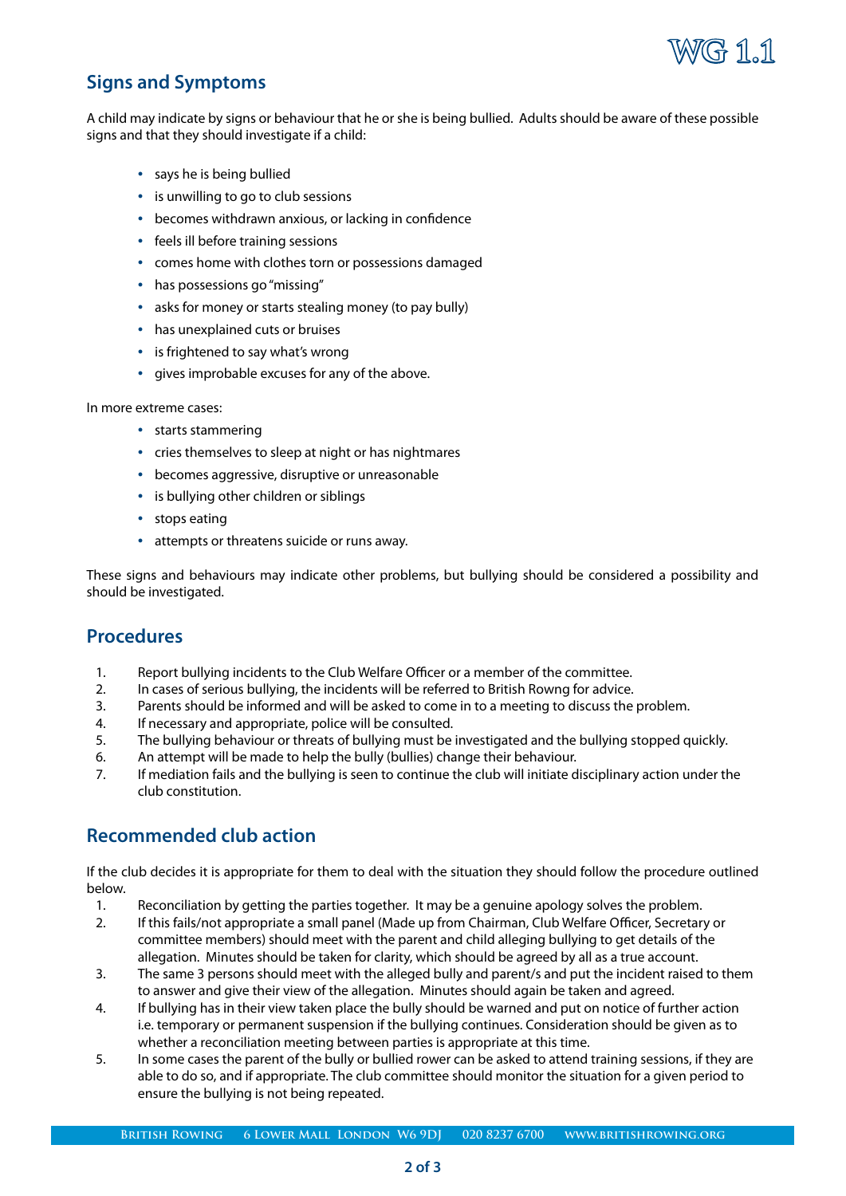## Signs and Symptoms

A child may indicate by signs or behaviour that he or she is being bullied. Adults should be aware of these possible signs and that they should investigate if a child:

- says he is being bullied
- is unwilling to go to club sessions
- becomes withdrawn anxious, or lacking in confidence
- feels ill before training sessions
- comes home with clothes torn or possessions damaged
- has possessions go "missing"
- asks for money or starts stealing money (to pay bully)
- has unexplained cuts or bruises
- is frightened to say what's wrong
- gives improbable excuses for any of the above.

In more extreme cases:

- starts stammering
- cries themselves to sleep at night or has nightmares
- becomes aggressive, disruptive or unreasonable
- is bullying other children or siblings
- stops eating
- attempts or threatens suicide or runs away.

These signs and behaviours may indicate other problems, but bullying should be considered a possibility and should be investigated.

## Procedures

1. Report bullying incidents to the Club Welfare Officer or a member of the committee.
2. In cases of serious bullying, the incidents will be referred to British Rowng for advice.
3. Parents should be informed and will be asked to come in to a meeting to discuss the problem.
4. If necessary and appropriate, police will be consulted.
5. The bullying behaviour or threats of bullying must be investigated and the bullying stopped quickly.
6. An attempt will be made to help the bully (bullies) change their behaviour.
7. If mediation fails and the bullying is seen to continue the club will initiate disciplinary action under the club constitution.

## Recommended club action

If the club decides it is appropriate for them to deal with the situation they should follow the procedure outlined below.

1. Reconciliation by getting the parties together. It may be a genuine apology solves the problem.
2. If this fails/not appropriate a small panel (Made up from Chairman, Club Welfare Officer, Secretary or committee members) should meet with the parent and child alleging bullying to get details of the allegation. Minutes should be taken for clarity, which should be agreed by all as a true account.
3. The same 3 persons should meet with the alleged bully and parent/s and put the incident raised to them to answer and give their view of the allegation. Minutes should again be taken and agreed.
4. If bullying has in their view taken place the bully should be warned and put on notice of further action i.e. temporary or permanent suspension if the bullying continues. Consideration should be given as to whether a reconciliation meeting between parties is appropriate at this time.
5. In some cases the parent of the bully or bullied rower can be asked to attend training sessions, if they are able to do so, and if appropriate. The club committee should monitor the situation for a given period to ensure the bullying is not being repeated.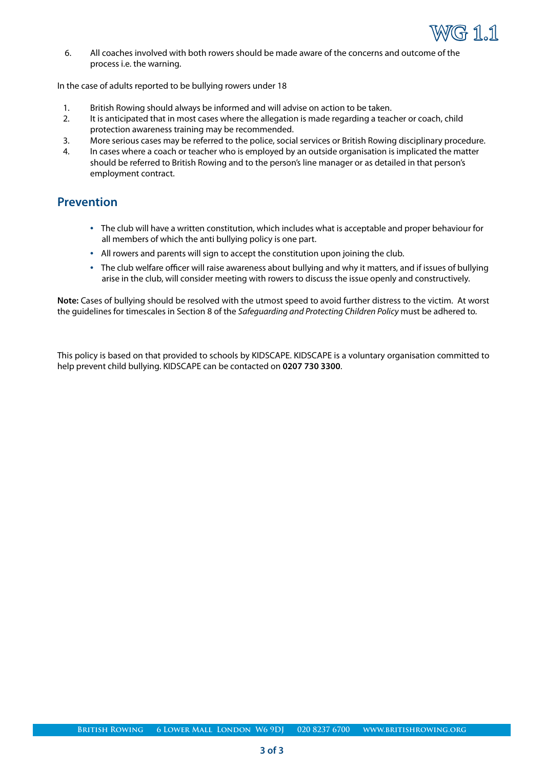6. All coaches involved with both rowers should be made aware of the concerns and outcome of the process i.e. the warning.

In the case of adults reported to be bullying rowers under 18

1. British Rowing should always be informed and will advise on action to be taken.
2. It is anticipated that in most cases where the allegation is made regarding a teacher or coach, child protection awareness training may be recommended.
3. More serious cases may be referred to the police, social services or British Rowing disciplinary procedure.
4. In cases where a coach or teacher who is employed by an outside organisation is implicated the matter should be referred to British Rowing and to the person's line manager or as detailed in that person's employment contract.

## Prevention

- The club will have a written constitution, which includes what is acceptable and proper behaviour for all members of which the anti bullying policy is one part.
- All rowers and parents will sign to accept the constitution upon joining the club.
- The club welfare officer will raise awareness about bullying and why it matters, and if issues of bullying arise in the club, will consider meeting with rowers to discuss the issue openly and constructively.

**Note:** Cases of bullying should be resolved with the utmost speed to avoid further distress to the victim. At worst the guidelines for timescales in Section 8 of the *Safeguarding and Protecting Children Policy* must be adhered to.

This policy is based on that provided to schools by KIDSCAPE. KIDSCAPE is a voluntary organisation committed to help prevent child bullying. KIDSCAPE can be contacted on **0207 730 3300**.